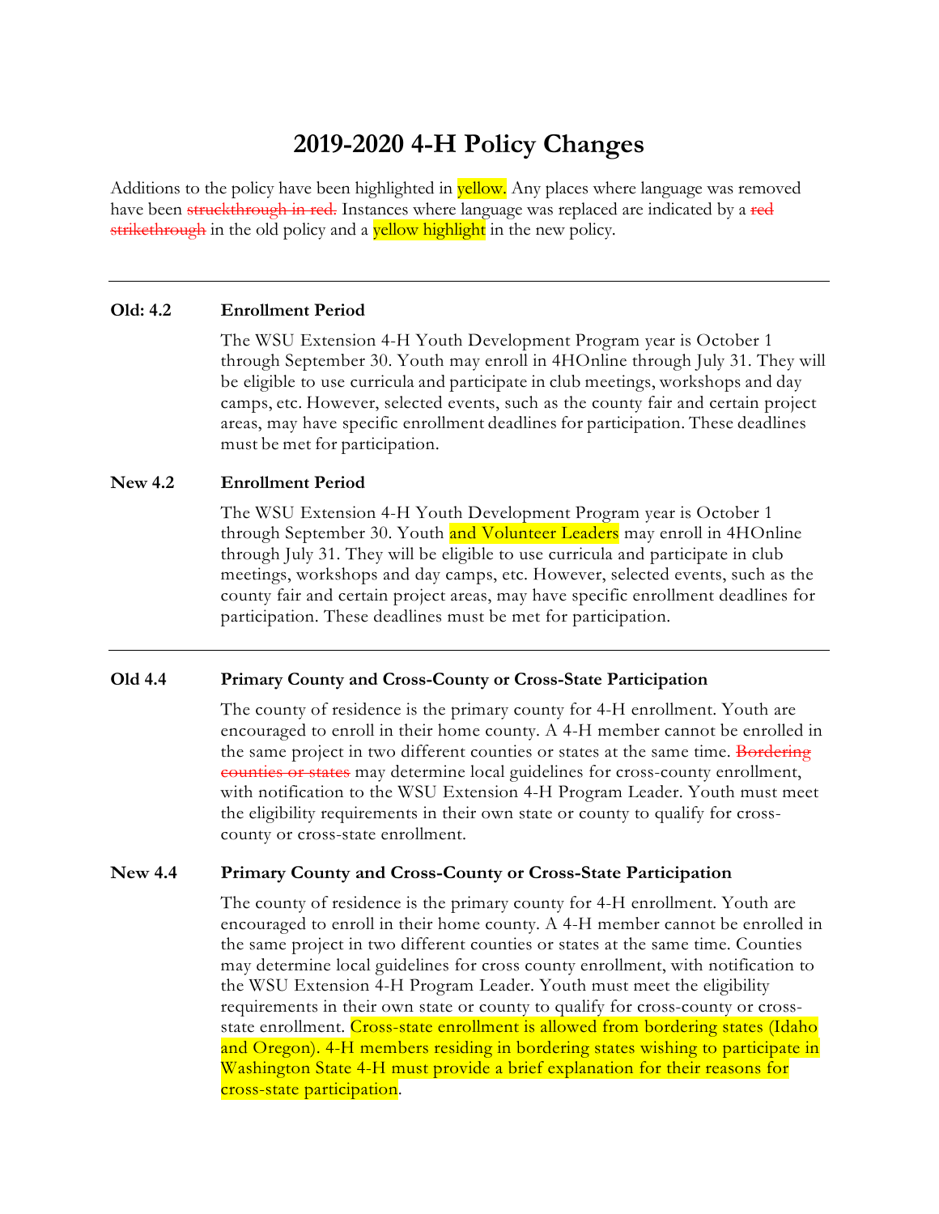# 2019-2020 4-H Policy Changes

Additions to the policy have been highlighted in yellow. Any places where language was removed have been ~~struckthrough in red.~~ Instances where language was replaced are indicated by a ~~red strikethrough~~ in the old policy and a yellow highlight in the new policy.

---

**Old: 4.2 Enrollment Period**

The WSU Extension 4-H Youth Development Program year is October 1 through September 30. Youth may enroll in 4HOnline through July 31. They will be eligible to use curricula and participate in club meetings, workshops and day camps, etc. However, selected events, such as the county fair and certain project areas, may have specific enrollment deadlines for participation. These deadlines must be met for participation.

**New 4.2 Enrollment Period**

The WSU Extension 4-H Youth Development Program year is October 1 through September 30. Youth ==and Volunteer Leaders== may enroll in 4HOnline through July 31. They will be eligible to use curricula and participate in club meetings, workshops and day camps, etc. However, selected events, such as the county fair and certain project areas, may have specific enrollment deadlines for participation. These deadlines must be met for participation.

---

**Old 4.4 Primary County and Cross-County or Cross-State Participation**

The county of residence is the primary county for 4-H enrollment. Youth are encouraged to enroll in their home county. A 4-H member cannot be enrolled in the same project in two different counties or states at the same time. ~~Bordering counties or states~~ may determine local guidelines for cross-county enrollment, with notification to the WSU Extension 4-H Program Leader. Youth must meet the eligibility requirements in their own state or county to qualify for cross-county or cross-state enrollment.

**New 4.4 Primary County and Cross-County or Cross-State Participation**

The county of residence is the primary county for 4-H enrollment. Youth are encouraged to enroll in their home county. A 4-H member cannot be enrolled in the same project in two different counties or states at the same time. Counties may determine local guidelines for cross county enrollment, with notification to the WSU Extension 4-H Program Leader. Youth must meet the eligibility requirements in their own state or county to qualify for cross-county or cross-state enrollment. ==Cross-state enrollment is allowed from bordering states (Idaho and Oregon). 4-H members residing in bordering states wishing to participate in Washington State 4-H must provide a brief explanation for their reasons for cross-state participation==.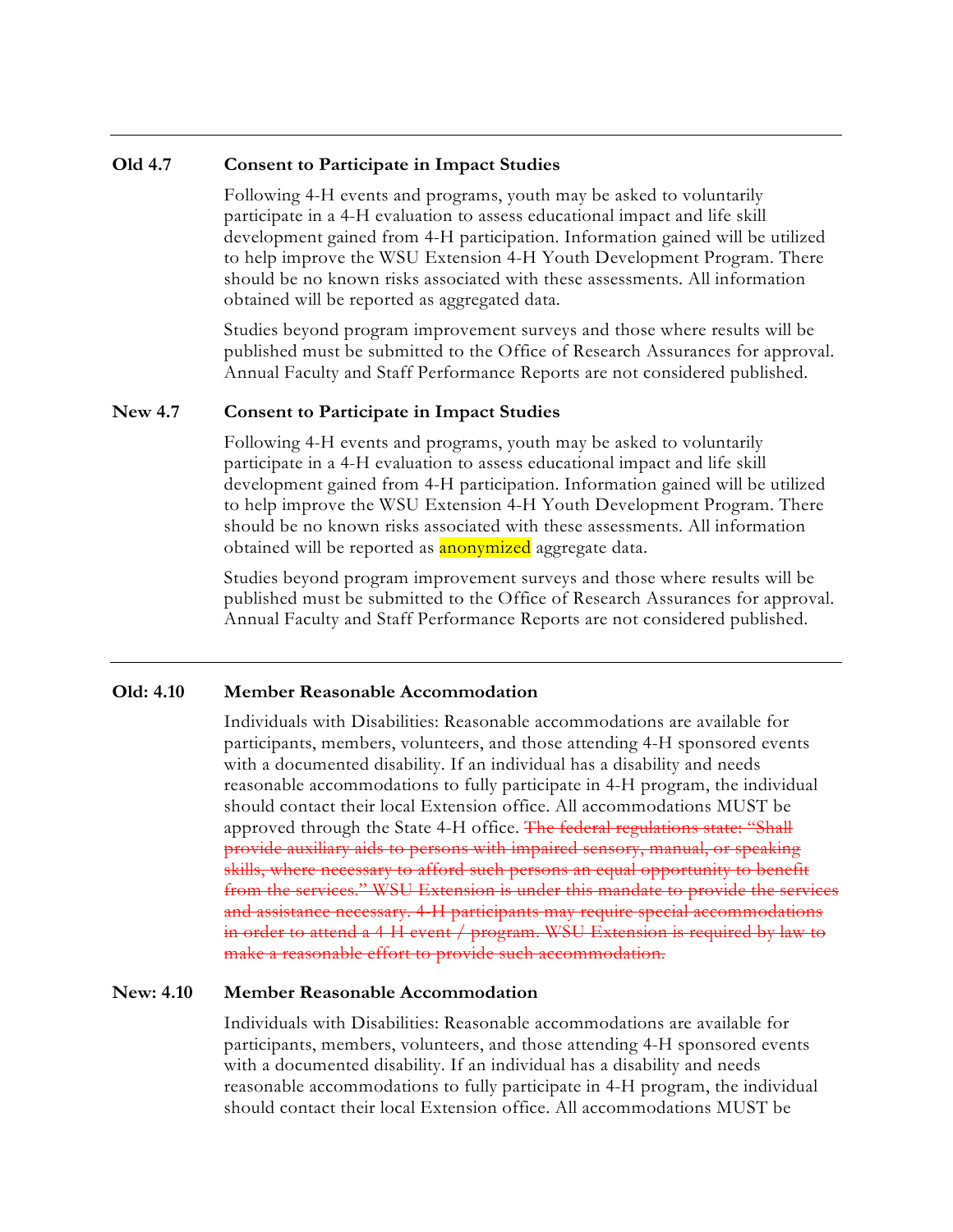---

**Old 4.7** **Consent to Participate in Impact Studies**

Following 4-H events and programs, youth may be asked to voluntarily participate in a 4-H evaluation to assess educational impact and life skill development gained from 4-H participation. Information gained will be utilized to help improve the WSU Extension 4-H Youth Development Program. There should be no known risks associated with these assessments. All information obtained will be reported as aggregated data.

Studies beyond program improvement surveys and those where results will be published must be submitted to the Office of Research Assurances for approval. Annual Faculty and Staff Performance Reports are not considered published.

**New 4.7** **Consent to Participate in Impact Studies**

Following 4-H events and programs, youth may be asked to voluntarily participate in a 4-H evaluation to assess educational impact and life skill development gained from 4-H participation. Information gained will be utilized to help improve the WSU Extension 4-H Youth Development Program. There should be no known risks associated with these assessments. All information obtained will be reported as anonymized aggregate data.

Studies beyond program improvement surveys and those where results will be published must be submitted to the Office of Research Assurances for approval. Annual Faculty and Staff Performance Reports are not considered published.

---

**Old: 4.10** **Member Reasonable Accommodation**

Individuals with Disabilities: Reasonable accommodations are available for participants, members, volunteers, and those attending 4-H sponsored events with a documented disability. If an individual has a disability and needs reasonable accommodations to fully participate in 4-H program, the individual should contact their local Extension office. All accommodations MUST be approved through the State 4-H office. ~~The federal regulations state: "Shall provide auxiliary aids to persons with impaired sensory, manual, or speaking skills, where necessary to afford such persons an equal opportunity to benefit from the services." WSU Extension is under this mandate to provide the services and assistance necessary. 4-H participants may require special accommodations in order to attend a 4-H event / program. WSU Extension is required by law to make a reasonable effort to provide such accommodation.~~

**New: 4.10** **Member Reasonable Accommodation**

Individuals with Disabilities: Reasonable accommodations are available for participants, members, volunteers, and those attending 4-H sponsored events with a documented disability. If an individual has a disability and needs reasonable accommodations to fully participate in 4-H program, the individual should contact their local Extension office. All accommodations MUST be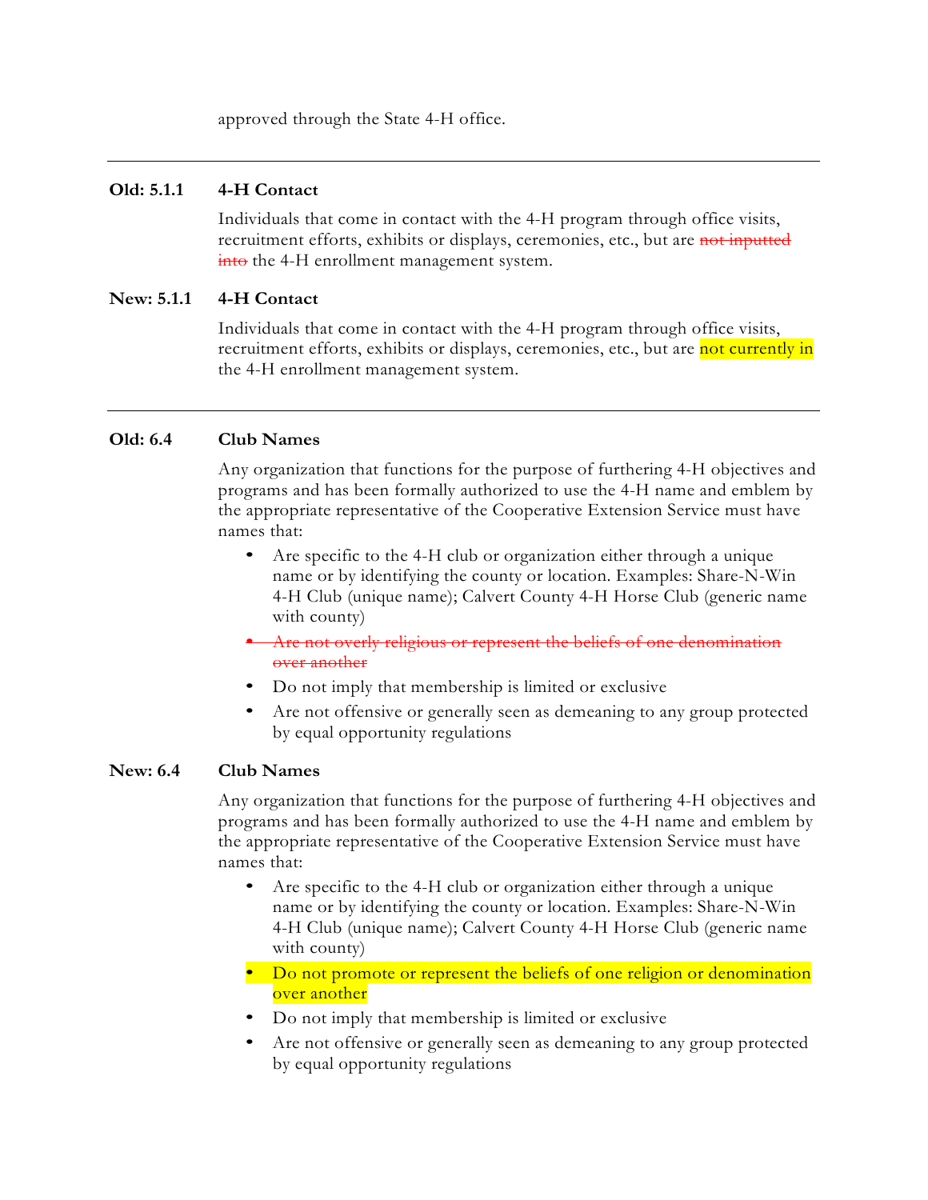approved through the State 4-H office.

---

**Old: 5.1.1 4-H Contact**

Individuals that come in contact with the 4-H program through office visits, recruitment efforts, exhibits or displays, ceremonies, etc., but are ~~not inputted into~~ the 4-H enrollment management system.

**New: 5.1.1 4-H Contact**

Individuals that come in contact with the 4-H program through office visits, recruitment efforts, exhibits or displays, ceremonies, etc., but are not currently in the 4-H enrollment management system.

---

**Old: 6.4 Club Names**

Any organization that functions for the purpose of furthering 4-H objectives and programs and has been formally authorized to use the 4-H name and emblem by the appropriate representative of the Cooperative Extension Service must have names that:

- Are specific to the 4-H club or organization either through a unique name or by identifying the county or location. Examples: Share-N-Win 4-H Club (unique name); Calvert County 4-H Horse Club (generic name with county)
- ~~Are not overly religious or represent the beliefs of one denomination over another~~
- Do not imply that membership is limited or exclusive
- Are not offensive or generally seen as demeaning to any group protected by equal opportunity regulations

**New: 6.4 Club Names**

Any organization that functions for the purpose of furthering 4-H objectives and programs and has been formally authorized to use the 4-H name and emblem by the appropriate representative of the Cooperative Extension Service must have names that:

- Are specific to the 4-H club or organization either through a unique name or by identifying the county or location. Examples: Share-N-Win 4-H Club (unique name); Calvert County 4-H Horse Club (generic name with county)
- Do not promote or represent the beliefs of one religion or denomination over another
- Do not imply that membership is limited or exclusive
- Are not offensive or generally seen as demeaning to any group protected by equal opportunity regulations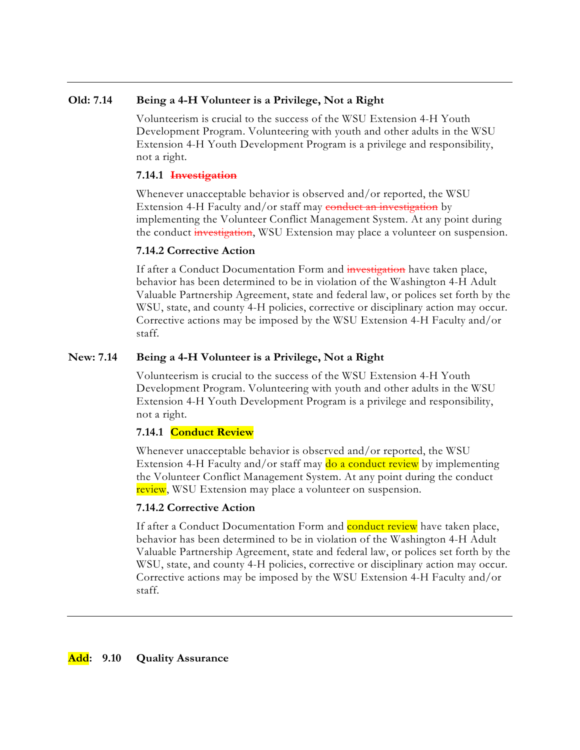---

**Old: 7.14 Being a 4-H Volunteer is a Privilege, Not a Right**

Volunteerism is crucial to the success of the WSU Extension 4-H Youth Development Program. Volunteering with youth and other adults in the WSU Extension 4-H Youth Development Program is a privilege and responsibility, not a right.

**7.14.1 ~~Investigation~~**

Whenever unacceptable behavior is observed and/or reported, the WSU Extension 4-H Faculty and/or staff may ~~conduct an investigation~~ by implementing the Volunteer Conflict Management System. At any point during the conduct ~~investigation~~, WSU Extension may place a volunteer on suspension.

**7.14.2 Corrective Action**

If after a Conduct Documentation Form and ~~investigation~~ have taken place, behavior has been determined to be in violation of the Washington 4-H Adult Valuable Partnership Agreement, state and federal law, or polices set forth by the WSU, state, and county 4-H policies, corrective or disciplinary action may occur. Corrective actions may be imposed by the WSU Extension 4-H Faculty and/or staff.

**New: 7.14 Being a 4-H Volunteer is a Privilege, Not a Right**

Volunteerism is crucial to the success of the WSU Extension 4-H Youth Development Program. Volunteering with youth and other adults in the WSU Extension 4-H Youth Development Program is a privilege and responsibility, not a right.

**7.14.1 Conduct Review**

Whenever unacceptable behavior is observed and/or reported, the WSU Extension 4-H Faculty and/or staff may do a conduct review by implementing the Volunteer Conflict Management System. At any point during the conduct review, WSU Extension may place a volunteer on suspension.

**7.14.2 Corrective Action**

If after a Conduct Documentation Form and conduct review have taken place, behavior has been determined to be in violation of the Washington 4-H Adult Valuable Partnership Agreement, state and federal law, or polices set forth by the WSU, state, and county 4-H policies, corrective or disciplinary action may occur. Corrective actions may be imposed by the WSU Extension 4-H Faculty and/or staff.

---

**Add: 9.10 Quality Assurance**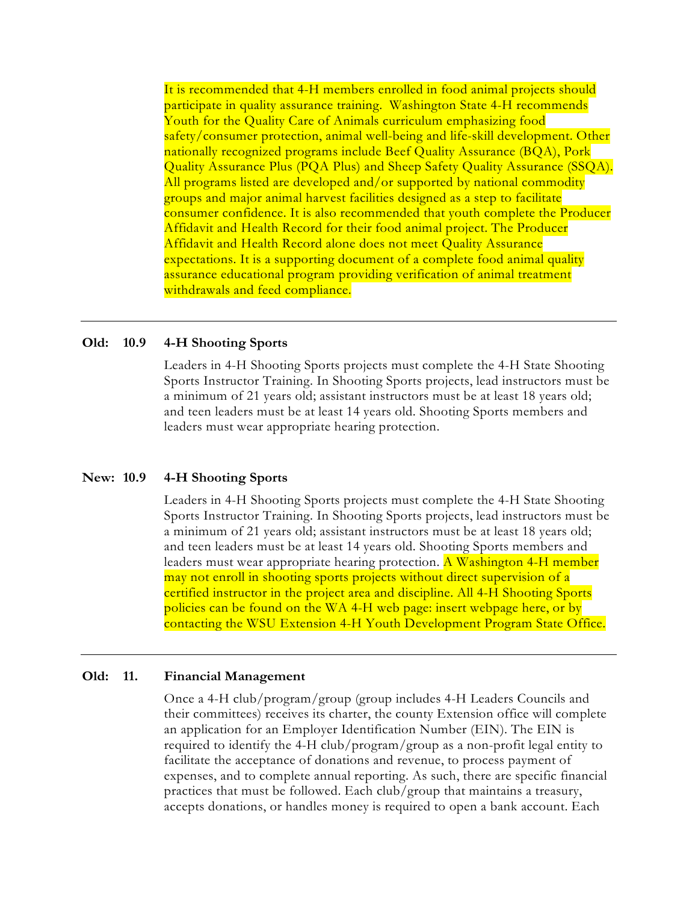It is recommended that 4-H members enrolled in food animal projects should participate in quality assurance training. Washington State 4-H recommends Youth for the Quality Care of Animals curriculum emphasizing food safety/consumer protection, animal well-being and life-skill development. Other nationally recognized programs include Beef Quality Assurance (BQA), Pork Quality Assurance Plus (PQA Plus) and Sheep Safety Quality Assurance (SSQA). All programs listed are developed and/or supported by national commodity groups and major animal harvest facilities designed as a step to facilitate consumer confidence. It is also recommended that youth complete the Producer Affidavit and Health Record for their food animal project. The Producer Affidavit and Health Record alone does not meet Quality Assurance expectations. It is a supporting document of a complete food animal quality assurance educational program providing verification of animal treatment withdrawals and feed compliance.

---

**Old: 10.9 4-H Shooting Sports**

Leaders in 4-H Shooting Sports projects must complete the 4-H State Shooting Sports Instructor Training. In Shooting Sports projects, lead instructors must be a minimum of 21 years old; assistant instructors must be at least 18 years old; and teen leaders must be at least 14 years old. Shooting Sports members and leaders must wear appropriate hearing protection.

**New: 10.9 4-H Shooting Sports**

Leaders in 4-H Shooting Sports projects must complete the 4-H State Shooting Sports Instructor Training. In Shooting Sports projects, lead instructors must be a minimum of 21 years old; assistant instructors must be at least 18 years old; and teen leaders must be at least 14 years old. Shooting Sports members and leaders must wear appropriate hearing protection. A Washington 4-H member may not enroll in shooting sports projects without direct supervision of a certified instructor in the project area and discipline. All 4-H Shooting Sports policies can be found on the WA 4-H web page: insert webpage here, or by contacting the WSU Extension 4-H Youth Development Program State Office.

---

**Old: 11. Financial Management**

Once a 4-H club/program/group (group includes 4-H Leaders Councils and their committees) receives its charter, the county Extension office will complete an application for an Employer Identification Number (EIN). The EIN is required to identify the 4-H club/program/group as a non-profit legal entity to facilitate the acceptance of donations and revenue, to process payment of expenses, and to complete annual reporting. As such, there are specific financial practices that must be followed. Each club/group that maintains a treasury, accepts donations, or handles money is required to open a bank account. Each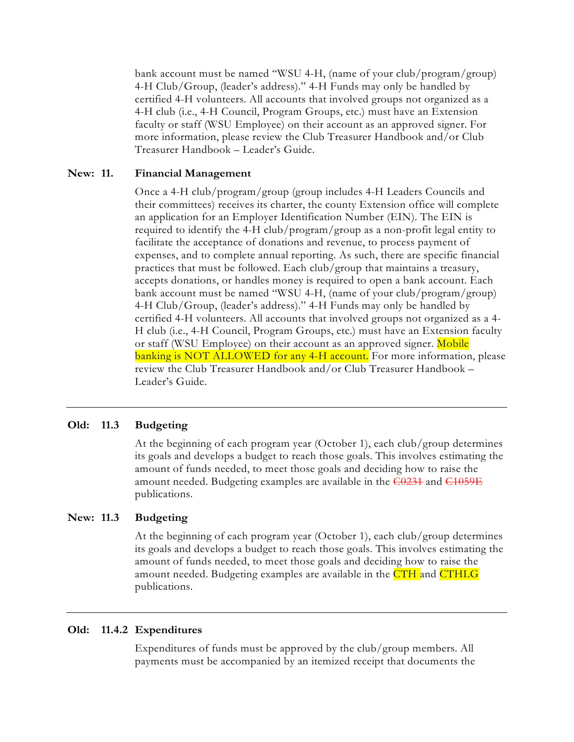bank account must be named "WSU 4-H, (name of your club/program/group) 4-H Club/Group, (leader's address)." 4-H Funds may only be handled by certified 4-H volunteers. All accounts that involved groups not organized as a 4-H club (i.e., 4-H Council, Program Groups, etc.) must have an Extension faculty or staff (WSU Employee) on their account as an approved signer. For more information, please review the Club Treasurer Handbook and/or Club Treasurer Handbook – Leader's Guide.

**New: 11. Financial Management**

Once a 4-H club/program/group (group includes 4-H Leaders Councils and their committees) receives its charter, the county Extension office will complete an application for an Employer Identification Number (EIN). The EIN is required to identify the 4-H club/program/group as a non-profit legal entity to facilitate the acceptance of donations and revenue, to process payment of expenses, and to complete annual reporting. As such, there are specific financial practices that must be followed. Each club/group that maintains a treasury, accepts donations, or handles money is required to open a bank account. Each bank account must be named "WSU 4-H, (name of your club/program/group) 4-H Club/Group, (leader's address)." 4-H Funds may only be handled by certified 4-H volunteers. All accounts that involved groups not organized as a 4-H club (i.e., 4-H Council, Program Groups, etc.) must have an Extension faculty or staff (WSU Employee) on their account as an approved signer. Mobile banking is NOT ALLOWED for any 4-H account. For more information, please review the Club Treasurer Handbook and/or Club Treasurer Handbook – Leader's Guide.

---

**Old: 11.3 Budgeting**

At the beginning of each program year (October 1), each club/group determines its goals and develops a budget to reach those goals. This involves estimating the amount of funds needed, to meet those goals and deciding how to raise the amount needed. Budgeting examples are available in the ~~C0231~~ and ~~C1059E~~ publications.

**New: 11.3 Budgeting**

At the beginning of each program year (October 1), each club/group determines its goals and develops a budget to reach those goals. This involves estimating the amount of funds needed, to meet those goals and deciding how to raise the amount needed. Budgeting examples are available in the CTH and CTHLG publications.

---

**Old: 11.4.2 Expenditures**

Expenditures of funds must be approved by the club/group members. All payments must be accompanied by an itemized receipt that documents the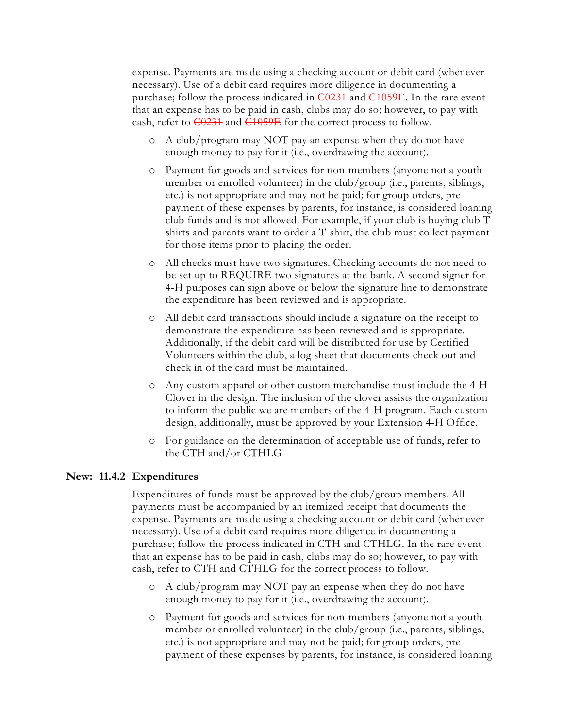expense. Payments are made using a checking account or debit card (whenever necessary). Use of a debit card requires more diligence in documenting a purchase; follow the process indicated in ~~C0231~~ and ~~C1059E~~. In the rare event that an expense has to be paid in cash, clubs may do so; however, to pay with cash, refer to ~~C0231~~ and ~~C1059E~~ for the correct process to follow.

- A club/program may NOT pay an expense when they do not have enough money to pay for it (i.e., overdrawing the account).
- Payment for goods and services for non-members (anyone not a youth member or enrolled volunteer) in the club/group (i.e., parents, siblings, etc.) is not appropriate and may not be paid; for group orders, pre-payment of these expenses by parents, for instance, is considered loaning club funds and is not allowed. For example, if your club is buying club T-shirts and parents want to order a T-shirt, the club must collect payment for those items prior to placing the order.
- All checks must have two signatures. Checking accounts do not need to be set up to REQUIRE two signatures at the bank. A second signer for 4-H purposes can sign above or below the signature line to demonstrate the expenditure has been reviewed and is appropriate.
- All debit card transactions should include a signature on the receipt to demonstrate the expenditure has been reviewed and is appropriate. Additionally, if the debit card will be distributed for use by Certified Volunteers within the club, a log sheet that documents check out and check in of the card must be maintained.
- Any custom apparel or other custom merchandise must include the 4-H Clover in the design. The inclusion of the clover assists the organization to inform the public we are members of the 4-H program. Each custom design, additionally, must be approved by your Extension 4-H Office.
- For guidance on the determination of acceptable use of funds, refer to the CTH and/or CTHLG

**New: 11.4.2 Expenditures**

Expenditures of funds must be approved by the club/group members. All payments must be accompanied by an itemized receipt that documents the expense. Payments are made using a checking account or debit card (whenever necessary). Use of a debit card requires more diligence in documenting a purchase; follow the process indicated in CTH and CTHLG. In the rare event that an expense has to be paid in cash, clubs may do so; however, to pay with cash, refer to CTH and CTHLG for the correct process to follow.

- A club/program may NOT pay an expense when they do not have enough money to pay for it (i.e., overdrawing the account).
- Payment for goods and services for non-members (anyone not a youth member or enrolled volunteer) in the club/group (i.e., parents, siblings, etc.) is not appropriate and may not be paid; for group orders, pre-payment of these expenses by parents, for instance, is considered loaning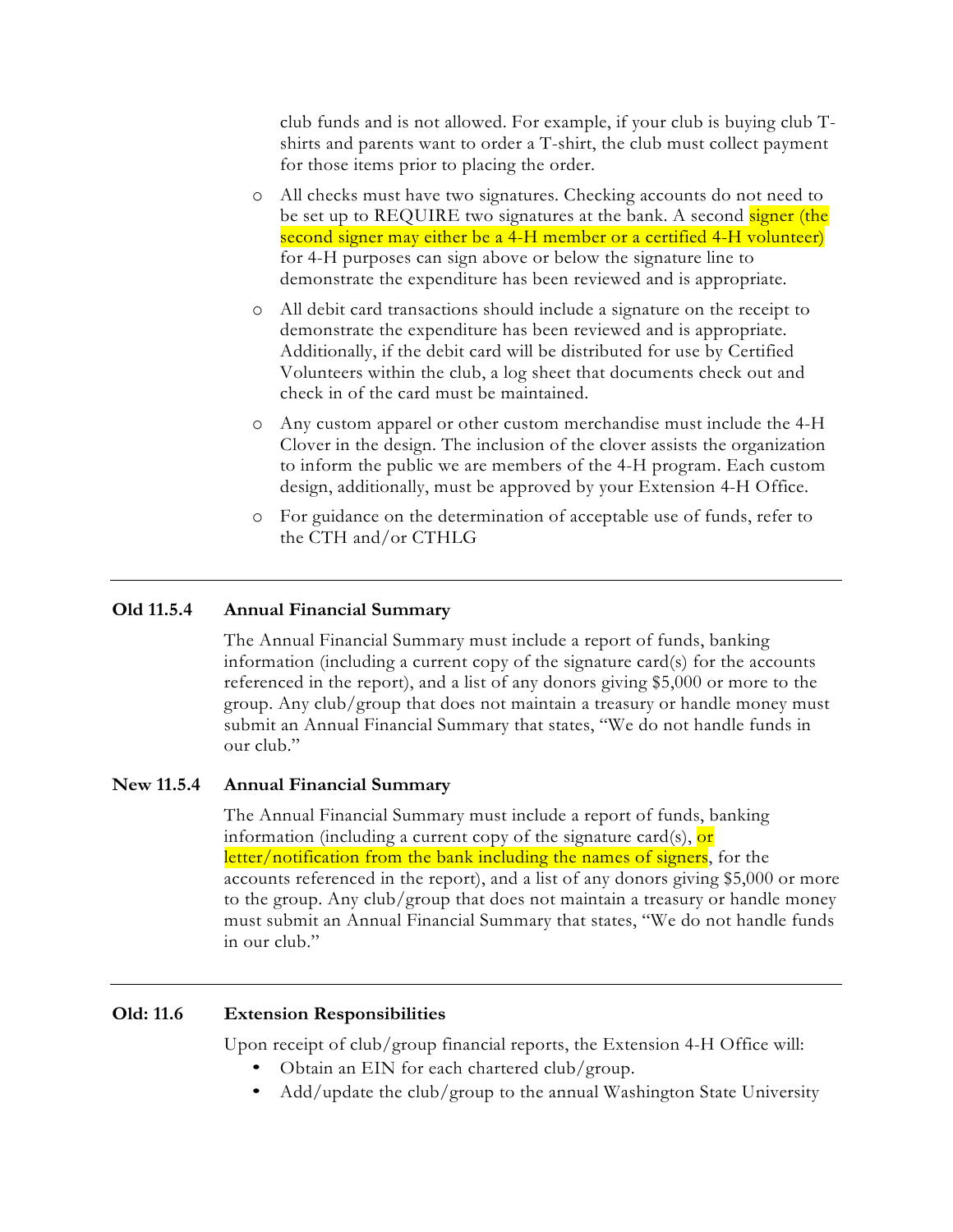club funds and is not allowed. For example, if your club is buying club T-shirts and parents want to order a T-shirt, the club must collect payment for those items prior to placing the order.

- All checks must have two signatures. Checking accounts do not need to be set up to REQUIRE two signatures at the bank. A second signer (the second signer may either be a 4-H member or a certified 4-H volunteer) for 4-H purposes can sign above or below the signature line to demonstrate the expenditure has been reviewed and is appropriate.
- All debit card transactions should include a signature on the receipt to demonstrate the expenditure has been reviewed and is appropriate. Additionally, if the debit card will be distributed for use by Certified Volunteers within the club, a log sheet that documents check out and check in of the card must be maintained.
- Any custom apparel or other custom merchandise must include the 4-H Clover in the design. The inclusion of the clover assists the organization to inform the public we are members of the 4-H program. Each custom design, additionally, must be approved by your Extension 4-H Office.
- For guidance on the determination of acceptable use of funds, refer to the CTH and/or CTHLG

---

**Old 11.5.4 Annual Financial Summary**

The Annual Financial Summary must include a report of funds, banking information (including a current copy of the signature card(s) for the accounts referenced in the report), and a list of any donors giving $5,000 or more to the group. Any club/group that does not maintain a treasury or handle money must submit an Annual Financial Summary that states, "We do not handle funds in our club."

**New 11.5.4 Annual Financial Summary**

The Annual Financial Summary must include a report of funds, banking information (including a current copy of the signature card(s), or letter/notification from the bank including the names of signers, for the accounts referenced in the report), and a list of any donors giving $5,000 or more to the group. Any club/group that does not maintain a treasury or handle money must submit an Annual Financial Summary that states, "We do not handle funds in our club."

---

**Old: 11.6 Extension Responsibilities**

Upon receipt of club/group financial reports, the Extension 4-H Office will:

- Obtain an EIN for each chartered club/group.
- Add/update the club/group to the annual Washington State University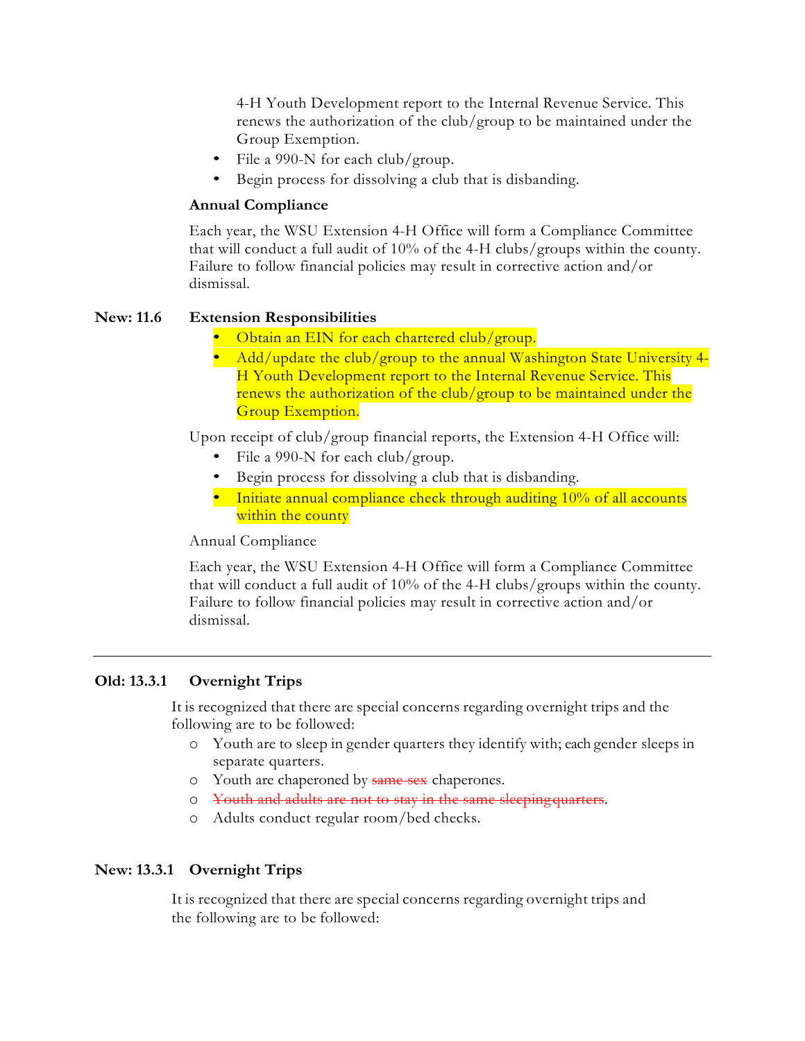4-H Youth Development report to the Internal Revenue Service. This renews the authorization of the club/group to be maintained under the Group Exemption.

- File a 990-N for each club/group.
- Begin process for dissolving a club that is disbanding.

**Annual Compliance**

Each year, the WSU Extension 4-H Office will form a Compliance Committee that will conduct a full audit of 10% of the 4-H clubs/groups within the county. Failure to follow financial policies may result in corrective action and/or dismissal.

**New: 11.6 Extension Responsibilities**

- Obtain an EIN for each chartered club/group.
- Add/update the club/group to the annual Washington State University 4-H Youth Development report to the Internal Revenue Service. This renews the authorization of the club/group to be maintained under the Group Exemption.

Upon receipt of club/group financial reports, the Extension 4-H Office will:

- File a 990-N for each club/group.
- Begin process for dissolving a club that is disbanding.
- Initiate annual compliance check through auditing 10% of all accounts within the county

Annual Compliance

Each year, the WSU Extension 4-H Office will form a Compliance Committee that will conduct a full audit of 10% of the 4-H clubs/groups within the county. Failure to follow financial policies may result in corrective action and/or dismissal.

---

**Old: 13.3.1 Overnight Trips**

It is recognized that there are special concerns regarding overnight trips and the following are to be followed:

- Youth are to sleep in gender quarters they identify with; each gender sleeps in separate quarters.
- Youth are chaperoned by ~~same sex~~ chaperones.
- ~~Youth and adults are not to stay in the same sleeping quarters~~.
- Adults conduct regular room/bed checks.

**New: 13.3.1 Overnight Trips**

It is recognized that there are special concerns regarding overnight trips and the following are to be followed: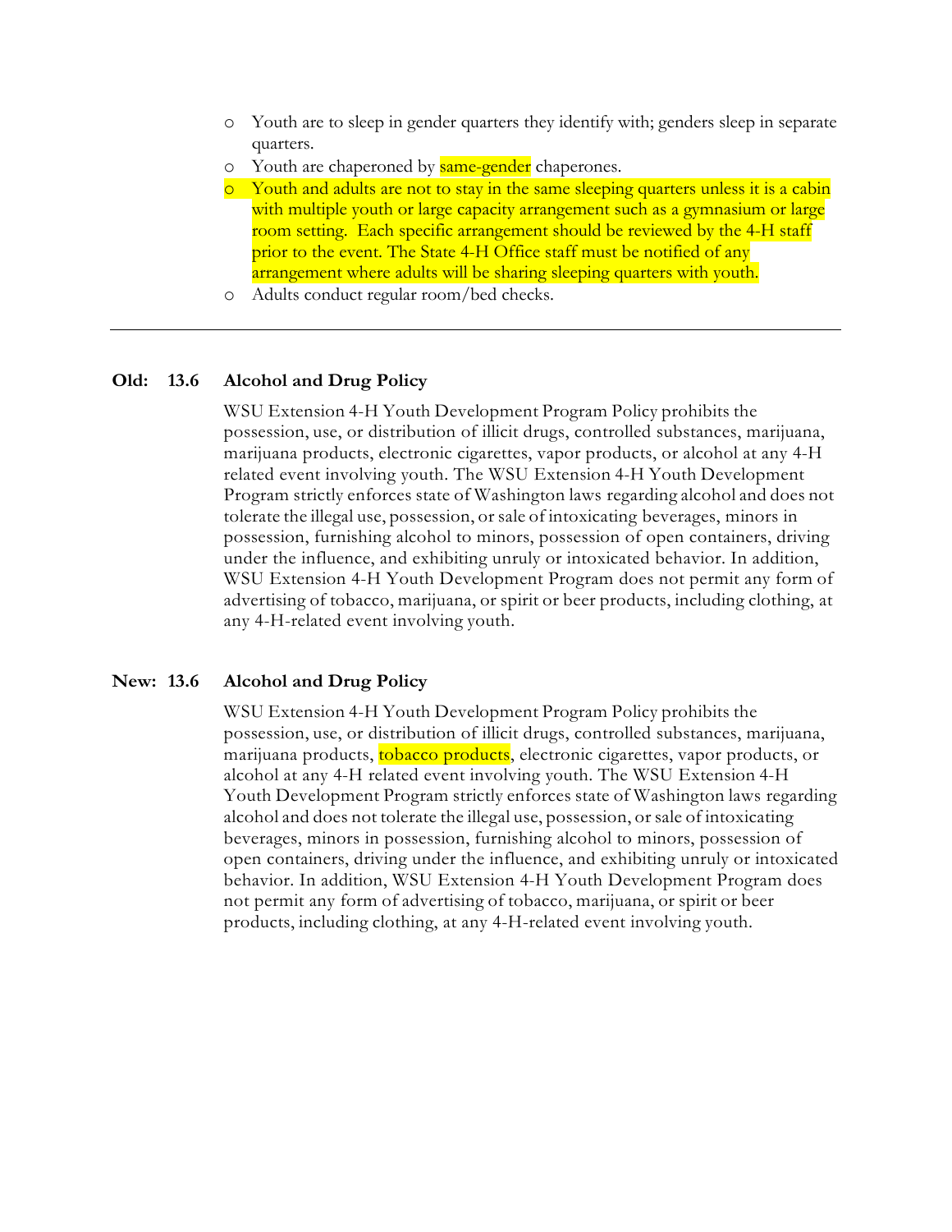- Youth are to sleep in gender quarters they identify with; genders sleep in separate quarters.
- Youth are chaperoned by same-gender chaperones.
- Youth and adults are not to stay in the same sleeping quarters unless it is a cabin with multiple youth or large capacity arrangement such as a gymnasium or large room setting. Each specific arrangement should be reviewed by the 4-H staff prior to the event. The State 4-H Office staff must be notified of any arrangement where adults will be sharing sleeping quarters with youth.
- Adults conduct regular room/bed checks.

---

**Old: 13.6 Alcohol and Drug Policy**

WSU Extension 4-H Youth Development Program Policy prohibits the possession, use, or distribution of illicit drugs, controlled substances, marijuana, marijuana products, electronic cigarettes, vapor products, or alcohol at any 4-H related event involving youth. The WSU Extension 4-H Youth Development Program strictly enforces state of Washington laws regarding alcohol and does not tolerate the illegal use, possession, or sale of intoxicating beverages, minors in possession, furnishing alcohol to minors, possession of open containers, driving under the influence, and exhibiting unruly or intoxicated behavior. In addition, WSU Extension 4-H Youth Development Program does not permit any form of advertising of tobacco, marijuana, or spirit or beer products, including clothing, at any 4-H-related event involving youth.

**New: 13.6 Alcohol and Drug Policy**

WSU Extension 4-H Youth Development Program Policy prohibits the possession, use, or distribution of illicit drugs, controlled substances, marijuana, marijuana products, tobacco products, electronic cigarettes, vapor products, or alcohol at any 4-H related event involving youth. The WSU Extension 4-H Youth Development Program strictly enforces state of Washington laws regarding alcohol and does not tolerate the illegal use, possession, or sale of intoxicating beverages, minors in possession, furnishing alcohol to minors, possession of open containers, driving under the influence, and exhibiting unruly or intoxicated behavior. In addition, WSU Extension 4-H Youth Development Program does not permit any form of advertising of tobacco, marijuana, or spirit or beer products, including clothing, at any 4-H-related event involving youth.